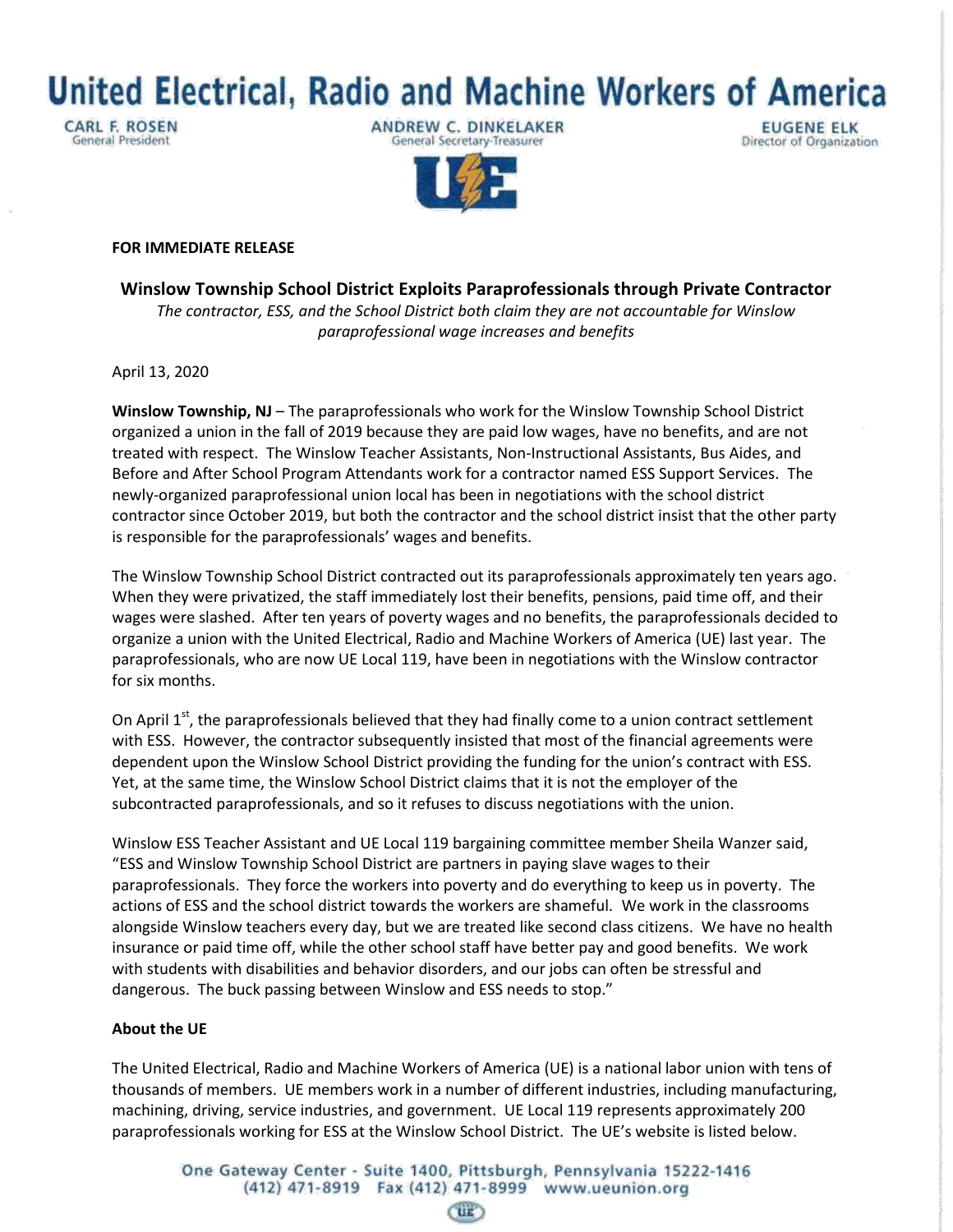# United Electrical, Radio and Machine Workers of America

CARL F. ROSEN
General President

ANDREW C. DINKELAKER
General Secretary-Treasurer

EUGENE ELK
Director of Organization

**FOR IMMEDIATE RELEASE**

## Winslow Township School District Exploits Paraprofessionals through Private Contractor

*The contractor, ESS, and the School District both claim they are not accountable for Winslow paraprofessional wage increases and benefits*

April 13, 2020

**Winslow Township, NJ** – The paraprofessionals who work for the Winslow Township School District organized a union in the fall of 2019 because they are paid low wages, have no benefits, and are not treated with respect. The Winslow Teacher Assistants, Non-Instructional Assistants, Bus Aides, and Before and After School Program Attendants work for a contractor named ESS Support Services. The newly-organized paraprofessional union local has been in negotiations with the school district contractor since October 2019, but both the contractor and the school district insist that the other party is responsible for the paraprofessionals' wages and benefits.

The Winslow Township School District contracted out its paraprofessionals approximately ten years ago. When they were privatized, the staff immediately lost their benefits, pensions, paid time off, and their wages were slashed. After ten years of poverty wages and no benefits, the paraprofessionals decided to organize a union with the United Electrical, Radio and Machine Workers of America (UE) last year. The paraprofessionals, who are now UE Local 119, have been in negotiations with the Winslow contractor for six months.

On April 1st, the paraprofessionals believed that they had finally come to a union contract settlement with ESS. However, the contractor subsequently insisted that most of the financial agreements were dependent upon the Winslow School District providing the funding for the union's contract with ESS. Yet, at the same time, the Winslow School District claims that it is not the employer of the subcontracted paraprofessionals, and so it refuses to discuss negotiations with the union.

Winslow ESS Teacher Assistant and UE Local 119 bargaining committee member Sheila Wanzer said, "ESS and Winslow Township School District are partners in paying slave wages to their paraprofessionals. They force the workers into poverty and do everything to keep us in poverty. The actions of ESS and the school district towards the workers are shameful. We work in the classrooms alongside Winslow teachers every day, but we are treated like second class citizens. We have no health insurance or paid time off, while the other school staff have better pay and good benefits. We work with students with disabilities and behavior disorders, and our jobs can often be stressful and dangerous. The buck passing between Winslow and ESS needs to stop."

**About the UE**

The United Electrical, Radio and Machine Workers of America (UE) is a national labor union with tens of thousands of members. UE members work in a number of different industries, including manufacturing, machining, driving, service industries, and government. UE Local 119 represents approximately 200 paraprofessionals working for ESS at the Winslow School District. The UE's website is listed below.

One Gateway Center - Suite 1400, Pittsburgh, Pennsylvania 15222-1416
(412) 471-8919 Fax (412) 471-8999 www.ueunion.org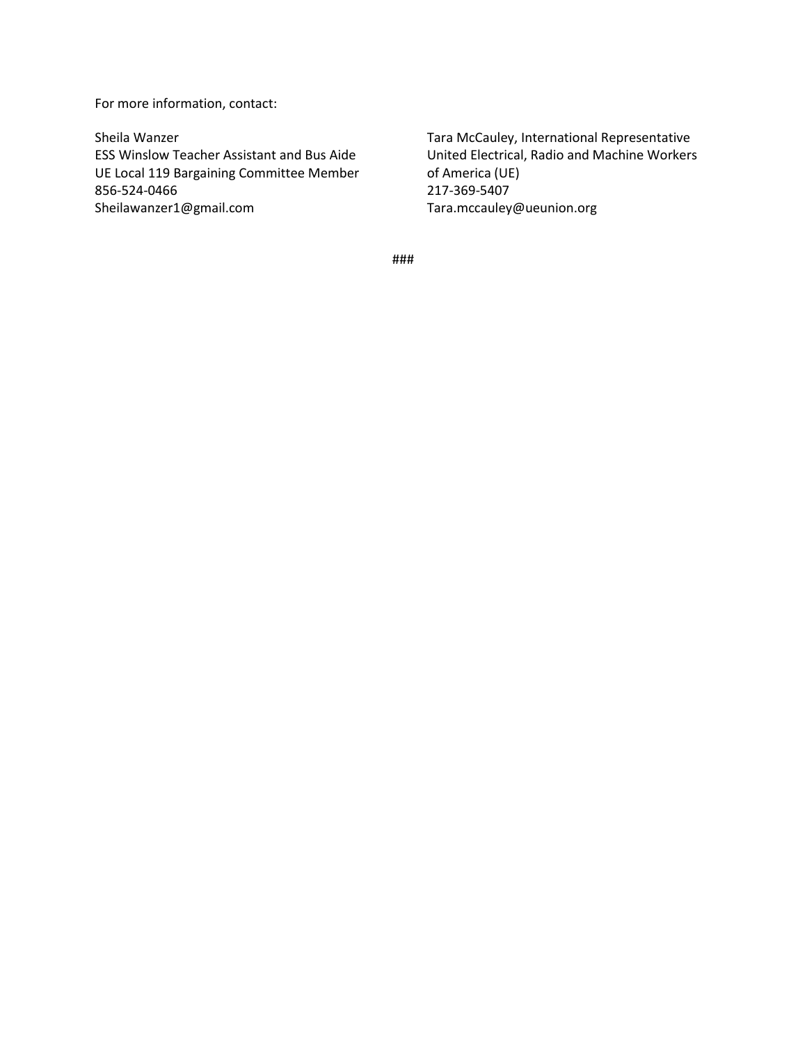For more information, contact:

Sheila Wanzer
ESS Winslow Teacher Assistant and Bus Aide
UE Local 119 Bargaining Committee Member
856-524-0466
Sheilawanzer1@gmail.com

Tara McCauley, International Representative
United Electrical, Radio and Machine Workers of America (UE)
217-369-5407
Tara.mccauley@ueunion.org

###